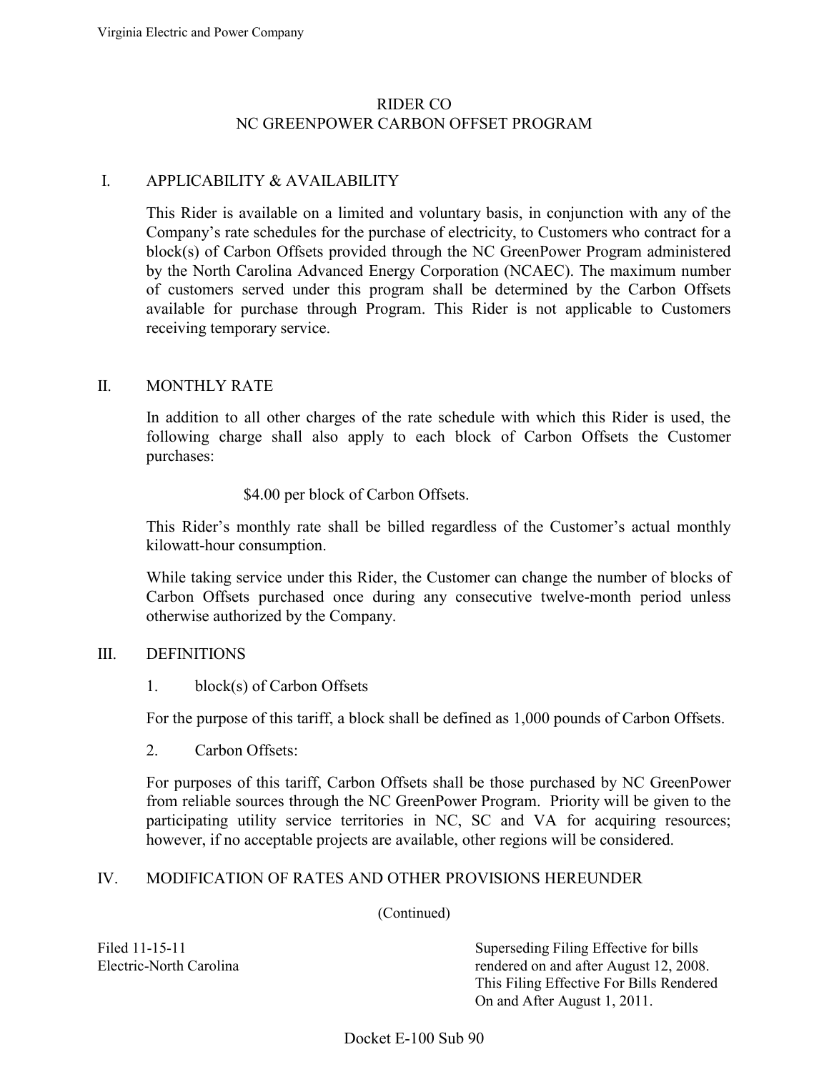# RIDER CO
## NC GREENPOWER CARBON OFFSET PROGRAM

### I. APPLICABILITY & AVAILABILITY

This Rider is available on a limited and voluntary basis, in conjunction with any of the Company's rate schedules for the purchase of electricity, to Customers who contract for a block(s) of Carbon Offsets provided through the NC GreenPower Program administered by the North Carolina Advanced Energy Corporation (NCAEC). The maximum number of customers served under this program shall be determined by the Carbon Offsets available for purchase through Program. This Rider is not applicable to Customers receiving temporary service.

### II. MONTHLY RATE

In addition to all other charges of the rate schedule with which this Rider is used, the following charge shall also apply to each block of Carbon Offsets the Customer purchases:

$4.00 per block of Carbon Offsets.

This Rider's monthly rate shall be billed regardless of the Customer's actual monthly kilowatt-hour consumption.

While taking service under this Rider, the Customer can change the number of blocks of Carbon Offsets purchased once during any consecutive twelve-month period unless otherwise authorized by the Company.

### III. DEFINITIONS

1. block(s) of Carbon Offsets

For the purpose of this tariff, a block shall be defined as 1,000 pounds of Carbon Offsets.

2. Carbon Offsets:

For purposes of this tariff, Carbon Offsets shall be those purchased by NC GreenPower from reliable sources through the NC GreenPower Program. Priority will be given to the participating utility service territories in NC, SC and VA for acquiring resources; however, if no acceptable projects are available, other regions will be considered.

### IV. MODIFICATION OF RATES AND OTHER PROVISIONS HEREUNDER

(Continued)

Filed 11-15-11
Electric-North Carolina

Superseding Filing Effective for bills rendered on and after August 12, 2008. This Filing Effective For Bills Rendered On and After August 1, 2011.

Docket E-100 Sub 90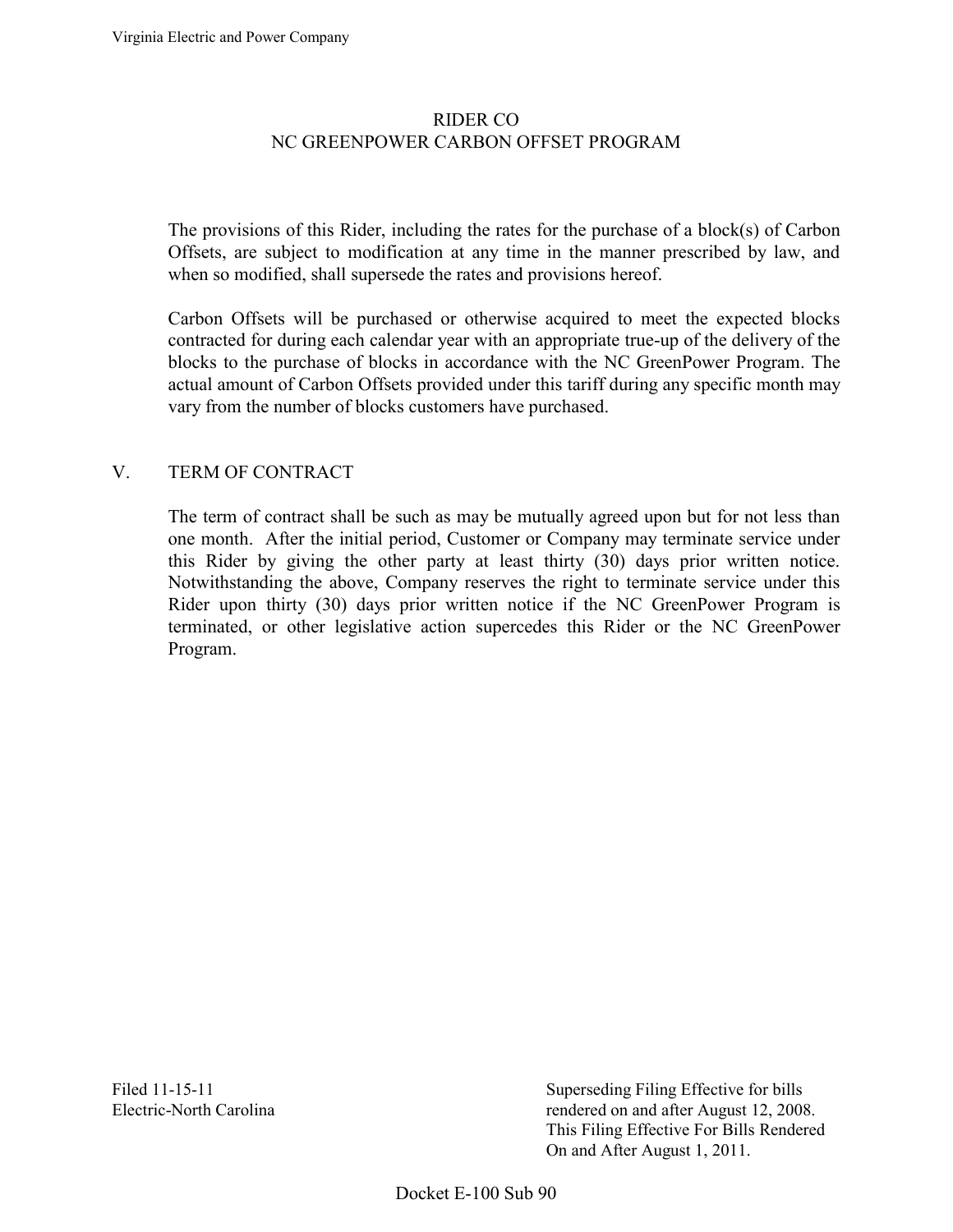# RIDER CO
## NC GREENPOWER CARBON OFFSET PROGRAM

The provisions of this Rider, including the rates for the purchase of a block(s) of Carbon Offsets, are subject to modification at any time in the manner prescribed by law, and when so modified, shall supersede the rates and provisions hereof.

Carbon Offsets will be purchased or otherwise acquired to meet the expected blocks contracted for during each calendar year with an appropriate true-up of the delivery of the blocks to the purchase of blocks in accordance with the NC GreenPower Program. The actual amount of Carbon Offsets provided under this tariff during any specific month may vary from the number of blocks customers have purchased.

## V. TERM OF CONTRACT

The term of contract shall be such as may be mutually agreed upon but for not less than one month. After the initial period, Customer or Company may terminate service under this Rider by giving the other party at least thirty (30) days prior written notice. Notwithstanding the above, Company reserves the right to terminate service under this Rider upon thirty (30) days prior written notice if the NC GreenPower Program is terminated, or other legislative action supercedes this Rider or the NC GreenPower Program.

Filed 11-15-11
Electric-North Carolina

Superseding Filing Effective for bills rendered on and after August 12, 2008.
This Filing Effective For Bills Rendered On and After August 1, 2011.

Docket E-100 Sub 90